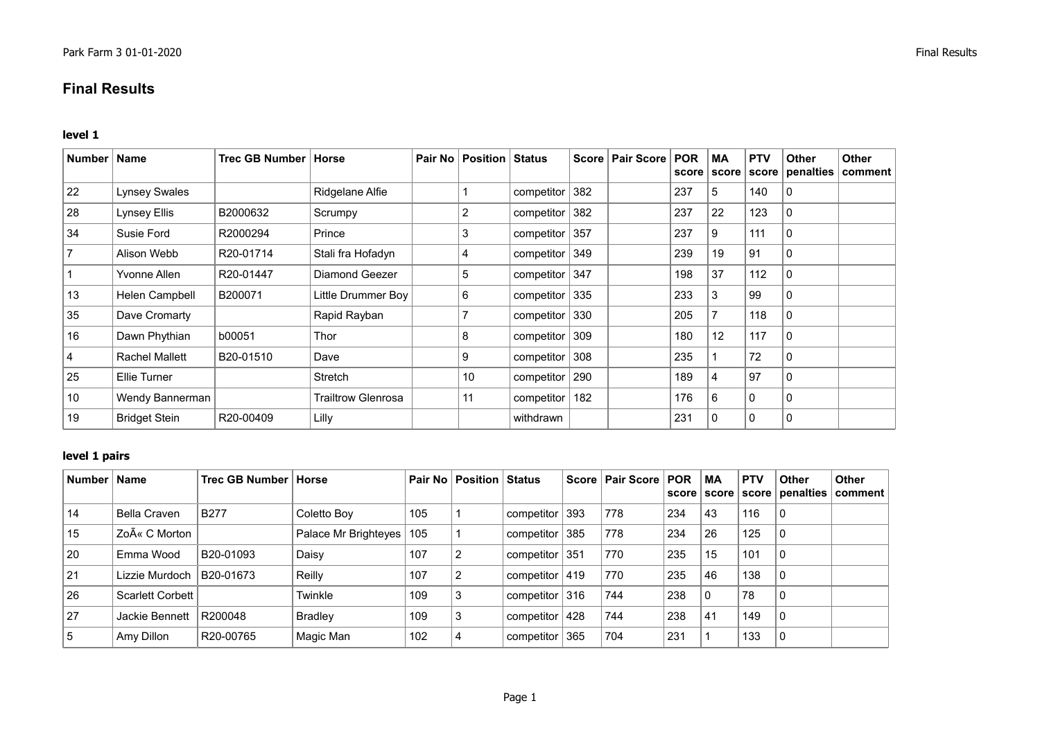# Final Results

### level 1

| Number | Name | Trec GB Number | Horse | Pair No | Position | Status | Score | Pair Score | POR score | MA score | PTV score | Other penalties | Other comment |
|---|---|---|---|---|---|---|---|---|---|---|---|---|---|
| 22 | Lynsey Swales | | Ridgelane Alfie | | 1 | competitor | 382 | | 237 | 5 | 140 | 0 | |
| 28 | Lynsey Ellis | B2000632 | Scrumpy | | 2 | competitor | 382 | | 237 | 22 | 123 | 0 | |
| 34 | Susie Ford | R2000294 | Prince | | 3 | competitor | 357 | | 237 | 9 | 111 | 0 | |
| 7 | Alison Webb | R20-01714 | Stali fra Hofadyn | | 4 | competitor | 349 | | 239 | 19 | 91 | 0 | |
| 1 | Yvonne Allen | R20-01447 | Diamond Geezer | | 5 | competitor | 347 | | 198 | 37 | 112 | 0 | |
| 13 | Helen Campbell | B200071 | Little Drummer Boy | | 6 | competitor | 335 | | 233 | 3 | 99 | 0 | |
| 35 | Dave Cromarty | | Rapid Rayban | | 7 | competitor | 330 | | 205 | 7 | 118 | 0 | |
| 16 | Dawn Phythian | b00051 | Thor | | 8 | competitor | 309 | | 180 | 12 | 117 | 0 | |
| 4 | Rachel Mallett | B20-01510 | Dave | | 9 | competitor | 308 | | 235 | 1 | 72 | 0 | |
| 25 | Ellie Turner | | Stretch | | 10 | competitor | 290 | | 189 | 4 | 97 | 0 | |
| 10 | Wendy Bannerman | | Trailtrow Glenrosa | | 11 | competitor | 182 | | 176 | 6 | 0 | 0 | |
| 19 | Bridget Stein | R20-00409 | Lilly | | | withdrawn | | | 231 | 0 | 0 | 0 | |

### level 1 pairs

| Number | Name | Trec GB Number | Horse | Pair No | Position | Status | Score | Pair Score | POR score | MA score | PTV score | Other penalties | Other comment |
|---|---|---|---|---|---|---|---|---|---|---|---|---|---|
| 14 | Bella Craven | B277 | Coletto Boy | 105 | 1 | competitor | 393 | 778 | 234 | 43 | 116 | 0 | |
| 15 | ZoÃ« C Morton | | Palace Mr Brighteyes | 105 | 1 | competitor | 385 | 778 | 234 | 26 | 125 | 0 | |
| 20 | Emma Wood | B20-01093 | Daisy | 107 | 2 | competitor | 351 | 770 | 235 | 15 | 101 | 0 | |
| 21 | Lizzie Murdoch | B20-01673 | Reilly | 107 | 2 | competitor | 419 | 770 | 235 | 46 | 138 | 0 | |
| 26 | Scarlett Corbett | | Twinkle | 109 | 3 | competitor | 316 | 744 | 238 | 0 | 78 | 0 | |
| 27 | Jackie Bennett | R200048 | Bradley | 109 | 3 | competitor | 428 | 744 | 238 | 41 | 149 | 0 | |
| 5 | Amy Dillon | R20-00765 | Magic Man | 102 | 4 | competitor | 365 | 704 | 231 | 1 | 133 | 0 | |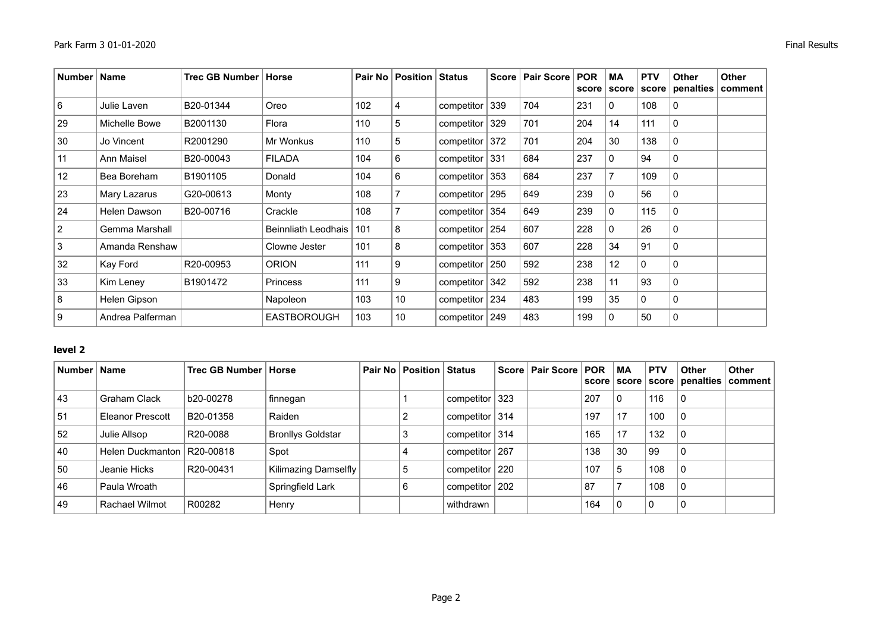| Number | Name | Trec GB Number | Horse | Pair No | Position | Status | Score | Pair Score | POR score | MA score | PTV score | Other penalties | Other comment |
|---|---|---|---|---|---|---|---|---|---|---|---|---|---|
| 6 | Julie Laven | B20-01344 | Oreo | 102 | 4 | competitor | 339 | 704 | 231 | 0 | 108 | 0 | |
| 29 | Michelle Bowe | B2001130 | Flora | 110 | 5 | competitor | 329 | 701 | 204 | 14 | 111 | 0 | |
| 30 | Jo Vincent | R2001290 | Mr Wonkus | 110 | 5 | competitor | 372 | 701 | 204 | 30 | 138 | 0 | |
| 11 | Ann Maisel | B20-00043 | FILADA | 104 | 6 | competitor | 331 | 684 | 237 | 0 | 94 | 0 | |
| 12 | Bea Boreham | B1901105 | Donald | 104 | 6 | competitor | 353 | 684 | 237 | 7 | 109 | 0 | |
| 23 | Mary Lazarus | G20-00613 | Monty | 108 | 7 | competitor | 295 | 649 | 239 | 0 | 56 | 0 | |
| 24 | Helen Dawson | B20-00716 | Crackle | 108 | 7 | competitor | 354 | 649 | 239 | 0 | 115 | 0 | |
| 2 | Gemma Marshall | | Beinnliath Leodhais | 101 | 8 | competitor | 254 | 607 | 228 | 0 | 26 | 0 | |
| 3 | Amanda Renshaw | | Clowne Jester | 101 | 8 | competitor | 353 | 607 | 228 | 34 | 91 | 0 | |
| 32 | Kay Ford | R20-00953 | ORION | 111 | 9 | competitor | 250 | 592 | 238 | 12 | 0 | 0 | |
| 33 | Kim Leney | B1901472 | Princess | 111 | 9 | competitor | 342 | 592 | 238 | 11 | 93 | 0 | |
| 8 | Helen Gipson | | Napoleon | 103 | 10 | competitor | 234 | 483 | 199 | 35 | 0 | 0 | |
| 9 | Andrea Palferman | | EASTBOROUGH | 103 | 10 | competitor | 249 | 483 | 199 | 0 | 50 | 0 | |

## level 2

| Number | Name | Trec GB Number | Horse | Pair No | Position | Status | Score | Pair Score | POR score | MA score | PTV score | Other penalties | Other comment |
|---|---|---|---|---|---|---|---|---|---|---|---|---|---|
| 43 | Graham Clack | b20-00278 | finnegan | | 1 | competitor | 323 | | 207 | 0 | 116 | 0 | |
| 51 | Eleanor Prescott | B20-01358 | Raiden | | 2 | competitor | 314 | | 197 | 17 | 100 | 0 | |
| 52 | Julie Allsop | R20-0088 | Bronllys Goldstar | | 3 | competitor | 314 | | 165 | 17 | 132 | 0 | |
| 40 | Helen Duckmanton | R20-00818 | Spot | | 4 | competitor | 267 | | 138 | 30 | 99 | 0 | |
| 50 | Jeanie Hicks | R20-00431 | Kilimazing Damselfly | | 5 | competitor | 220 | | 107 | 5 | 108 | 0 | |
| 46 | Paula Wroath | | Springfield Lark | | 6 | competitor | 202 | | 87 | 7 | 108 | 0 | |
| 49 | Rachael Wilmot | R00282 | Henry | | | withdrawn | | | 164 | 0 | 0 | 0 | |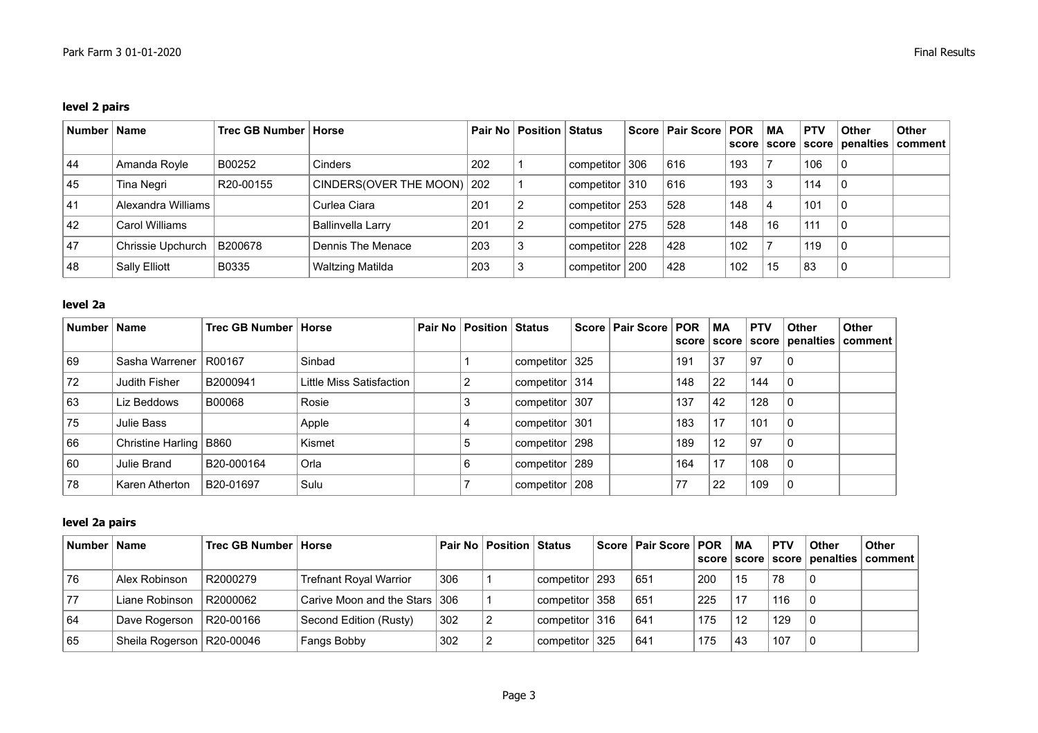### level 2 pairs

| Number | Name | Trec GB Number | Horse | Pair No | Position | Status | Score | Pair Score | POR score | MA score | PTV score | Other penalties | Other comment |
|---|---|---|---|---|---|---|---|---|---|---|---|---|---|
| 44 | Amanda Royle | B00252 | Cinders | 202 | 1 | competitor | 306 | 616 | 193 | 7 | 106 | 0 | |
| 45 | Tina Negri | R20-00155 | CINDERS(OVER THE MOON) | 202 | 1 | competitor | 310 | 616 | 193 | 3 | 114 | 0 | |
| 41 | Alexandra Williams | | Curlea Ciara | 201 | 2 | competitor | 253 | 528 | 148 | 4 | 101 | 0 | |
| 42 | Carol Williams | | Ballinvella Larry | 201 | 2 | competitor | 275 | 528 | 148 | 16 | 111 | 0 | |
| 47 | Chrissie Upchurch | B200678 | Dennis The Menace | 203 | 3 | competitor | 228 | 428 | 102 | 7 | 119 | 0 | |
| 48 | Sally Elliott | B0335 | Waltzing Matilda | 203 | 3 | competitor | 200 | 428 | 102 | 15 | 83 | 0 | |

### level 2a

| Number | Name | Trec GB Number | Horse | Pair No | Position | Status | Score | Pair Score | POR score | MA score | PTV score | Other penalties | Other comment |
|---|---|---|---|---|---|---|---|---|---|---|---|---|---|
| 69 | Sasha Warrener | R00167 | Sinbad | | 1 | competitor | 325 | | 191 | 37 | 97 | 0 | |
| 72 | Judith Fisher | B2000941 | Little Miss Satisfaction | | 2 | competitor | 314 | | 148 | 22 | 144 | 0 | |
| 63 | Liz Beddows | B00068 | Rosie | | 3 | competitor | 307 | | 137 | 42 | 128 | 0 | |
| 75 | Julie Bass | | Apple | | 4 | competitor | 301 | | 183 | 17 | 101 | 0 | |
| 66 | Christine Harling | B860 | Kismet | | 5 | competitor | 298 | | 189 | 12 | 97 | 0 | |
| 60 | Julie Brand | B20-000164 | Orla | | 6 | competitor | 289 | | 164 | 17 | 108 | 0 | |
| 78 | Karen Atherton | B20-01697 | Sulu | | 7 | competitor | 208 | | 77 | 22 | 109 | 0 | |

### level 2a pairs

| Number | Name | Trec GB Number | Horse | Pair No | Position | Status | Score | Pair Score | POR score | MA score | PTV score | Other penalties | Other comment |
|---|---|---|---|---|---|---|---|---|---|---|---|---|---|
| 76 | Alex Robinson | R2000279 | Trefnant Royal Warrior | 306 | 1 | competitor | 293 | 651 | 200 | 15 | 78 | 0 | |
| 77 | Liane Robinson | R2000062 | Carive Moon and the Stars | 306 | 1 | competitor | 358 | 651 | 225 | 17 | 116 | 0 | |
| 64 | Dave Rogerson | R20-00166 | Second Edition (Rusty) | 302 | 2 | competitor | 316 | 641 | 175 | 12 | 129 | 0 | |
| 65 | Sheila Rogerson | R20-00046 | Fangs Bobby | 302 | 2 | competitor | 325 | 641 | 175 | 43 | 107 | 0 | |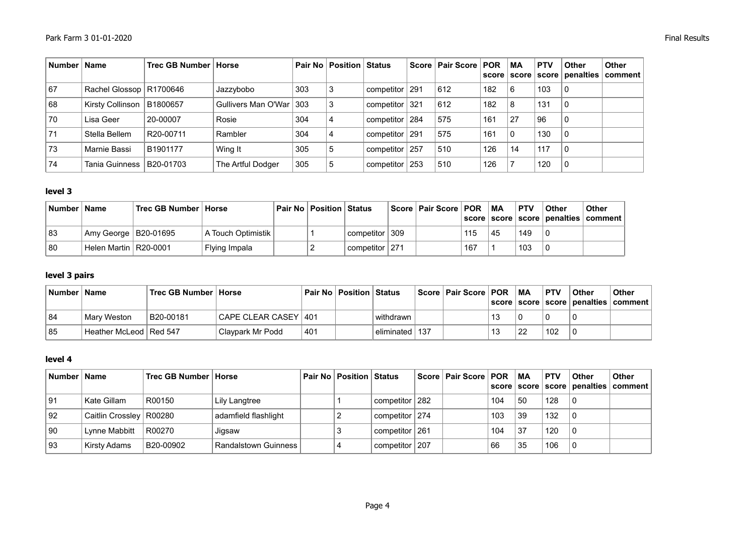| Number | Name | Trec GB Number | Horse | Pair No | Position | Status | Score | Pair Score | POR score | MA score | PTV score | Other penalties | Other comment |
|---|---|---|---|---|---|---|---|---|---|---|---|---|---|
| 67 | Rachel Glossop | R1700646 | Jazzybobo | 303 | 3 | competitor | 291 | 612 | 182 | 6 | 103 | 0 | |
| 68 | Kirsty Collinson | B1800657 | Gullivers Man O'War | 303 | 3 | competitor | 321 | 612 | 182 | 8 | 131 | 0 | |
| 70 | Lisa Geer | 20-00007 | Rosie | 304 | 4 | competitor | 284 | 575 | 161 | 27 | 96 | 0 | |
| 71 | Stella Bellem | R20-00711 | Rambler | 304 | 4 | competitor | 291 | 575 | 161 | 0 | 130 | 0 | |
| 73 | Marnie Bassi | B1901177 | Wing It | 305 | 5 | competitor | 257 | 510 | 126 | 14 | 117 | 0 | |
| 74 | Tania Guinness | B20-01703 | The Artful Dodger | 305 | 5 | competitor | 253 | 510 | 126 | 7 | 120 | 0 | |

### level 3

| Number | Name | Trec GB Number | Horse | Pair No | Position | Status | Score | Pair Score | POR score | MA score | PTV score | Other penalties | Other comment |
|---|---|---|---|---|---|---|---|---|---|---|---|---|---|
| 83 | Amy George | B20-01695 | A Touch Optimistik | | 1 | competitor | 309 | | 115 | 45 | 149 | 0 | |
| 80 | Helen Martin | R20-0001 | Flying Impala | | 2 | competitor | 271 | | 167 | 1 | 103 | 0 | |

### level 3 pairs

| Number | Name | Trec GB Number | Horse | Pair No | Position | Status | Score | Pair Score | POR score | MA score | PTV score | Other penalties | Other comment |
|---|---|---|---|---|---|---|---|---|---|---|---|---|---|
| 84 | Mary Weston | B20-00181 | CAPE CLEAR CASEY | 401 | | withdrawn | | | 13 | 0 | 0 | 0 | |
| 85 | Heather McLeod | Red 547 | Claypark Mr Podd | 401 | | eliminated | 137 | | 13 | 22 | 102 | 0 | |

### level 4

| Number | Name | Trec GB Number | Horse | Pair No | Position | Status | Score | Pair Score | POR score | MA score | PTV score | Other penalties | Other comment |
|---|---|---|---|---|---|---|---|---|---|---|---|---|---|
| 91 | Kate Gillam | R00150 | Lily Langtree | | 1 | competitor | 282 | | 104 | 50 | 128 | 0 | |
| 92 | Caitlin Crossley | R00280 | adamfield flashlight | | 2 | competitor | 274 | | 103 | 39 | 132 | 0 | |
| 90 | Lynne Mabbitt | R00270 | Jigsaw | | 3 | competitor | 261 | | 104 | 37 | 120 | 0 | |
| 93 | Kirsty Adams | B20-00902 | Randalstown Guinness | | 4 | competitor | 207 | | 66 | 35 | 106 | 0 | |